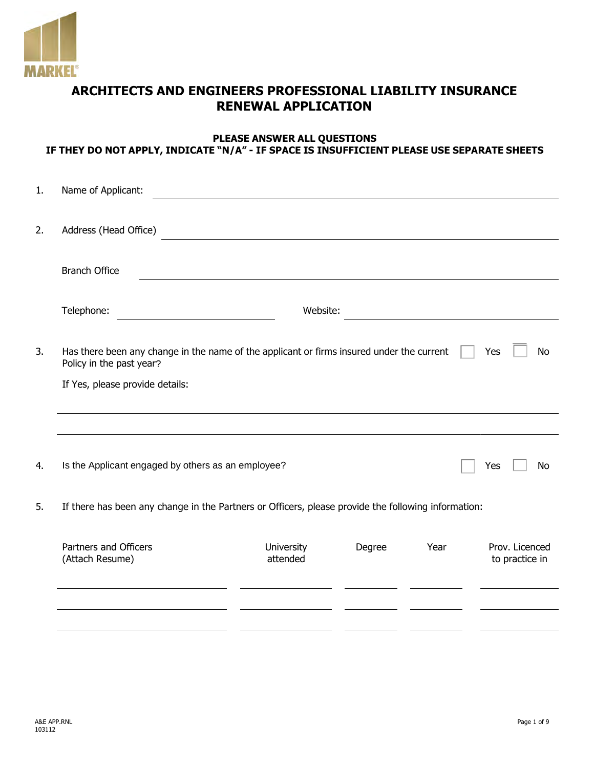MARKEL®

# ARCHITECTS AND ENGINEERS PROFESSIONAL LIABILITY INSURANCE RENEWAL APPLICATION

**PLEASE ANSWER ALL QUESTIONS**
**IF THEY DO NOT APPLY, INDICATE "N/A" - IF SPACE IS INSUFFICIENT PLEASE USE SEPARATE SHEETS**

1. Name of Applicant: ______________________________

2. Address (Head Office) ______________________________

   Branch Office ______________________________

   Telephone: ______________ Website: ______________

3. Has there been any change in the name of the applicant or firms insured under the current Policy in the past year? ☐ Yes ☐ No

   If Yes, please provide details:

   ______________________________

   ______________________________

4. Is the Applicant engaged by others as an employee? ☐ Yes ☐ No

5. If there has been any change in the Partners or Officers, please provide the following information:

| Partners and Officers (Attach Resume) | University attended | Degree | Year | Prov. Licenced to practice in |
|---|---|---|---|---|
| | | | | |
| | | | | |
| | | | | |

A&E APP.RNL
103112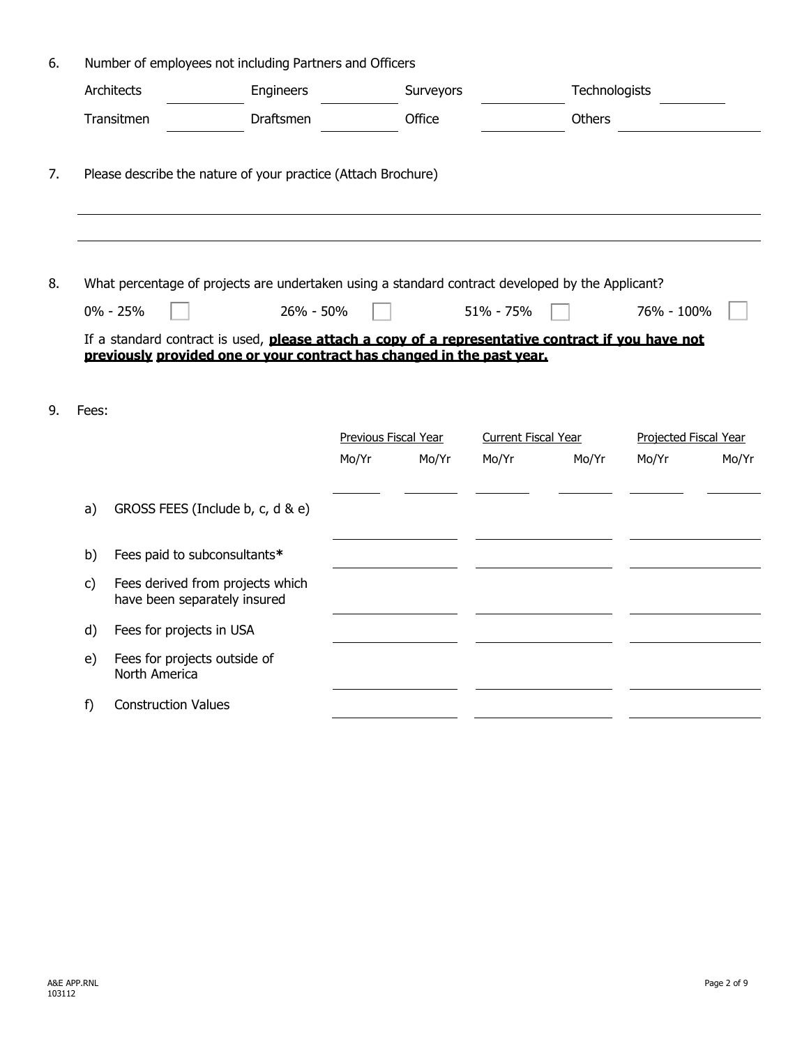6. Number of employees not including Partners and Officers

| Architects | | Engineers | | Surveyors | | Technologists | |
|---|---|---|---|---|---|---|---|
| Transitmen | | Draftsmen | | Office | | Others | |

7. Please describe the nature of your practice (Attach Brochure)

8. What percentage of projects are undertaken using a standard contract developed by the Applicant?

0% - 25% ☐   26% - 50% ☐   51% - 75% ☐   76% - 100% ☐

If a standard contract is used, **please attach a copy of a representative contract if you have not previously provided one or your contract has changed in the past year.**

9. Fees:

| | | Previous Fiscal Year | | Current Fiscal Year | | Projected Fiscal Year | |
|---|---|---|---|---|---|---|---|
| | | Mo/Yr | Mo/Yr | Mo/Yr | Mo/Yr | Mo/Yr | Mo/Yr |
| a) | GROSS FEES (Include b, c, d & e) | | | | | | |
| b) | Fees paid to subconsultants* | | | | | | |
| c) | Fees derived from projects which have been separately insured | | | | | | |
| d) | Fees for projects in USA | | | | | | |
| e) | Fees for projects outside of North America | | | | | | |
| f) | Construction Values | | | | | | |

A&E APP.RNL
103112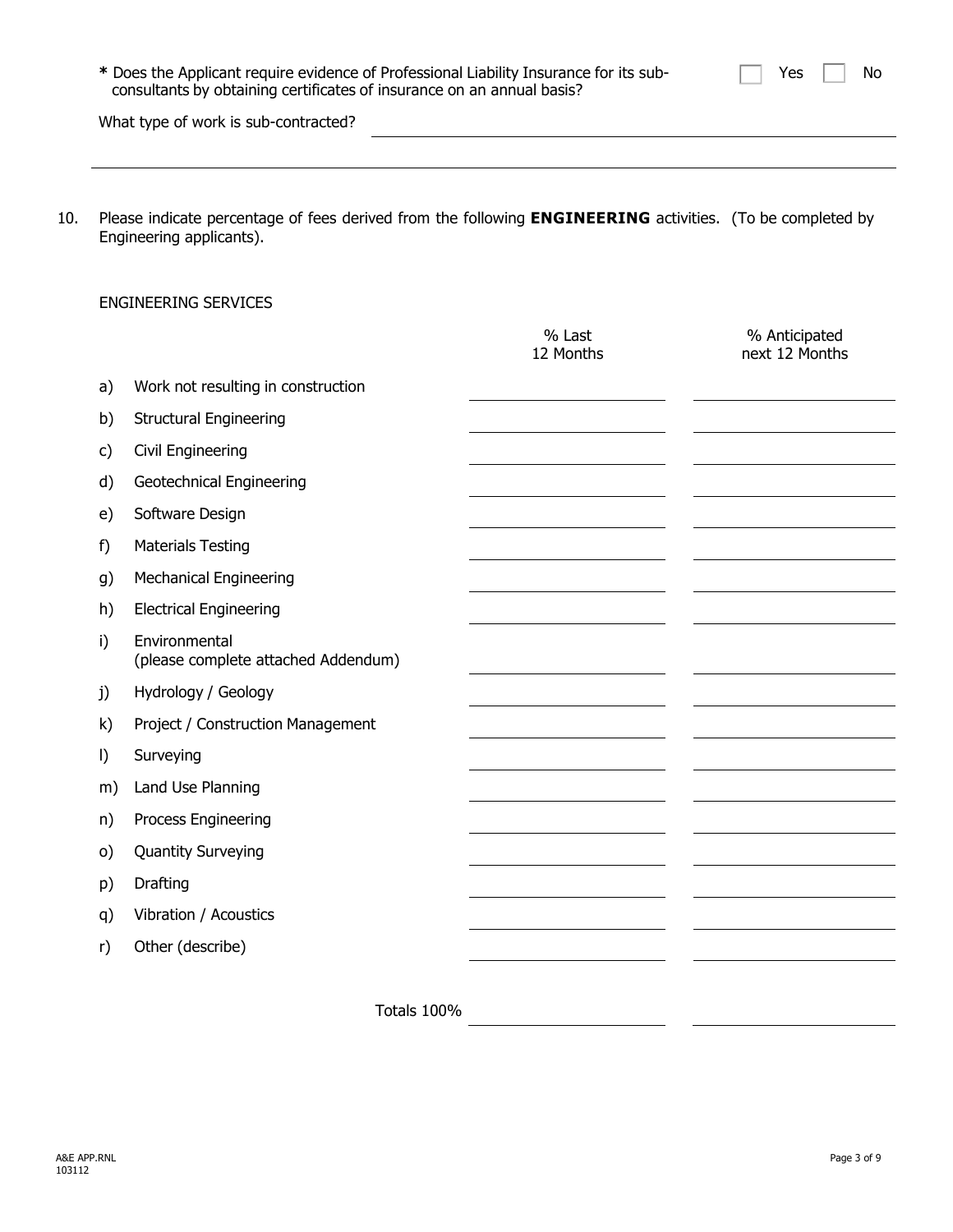**\*** Does the Applicant require evidence of Professional Liability Insurance for its sub-consultants by obtaining certificates of insurance on an annual basis? ☐ Yes ☐ No

What type of work is sub-contracted? ______________________________

______________________________

10. Please indicate percentage of fees derived from the following **ENGINEERING** activities. (To be completed by Engineering applicants).

ENGINEERING SERVICES

| | | % Last 12 Months | % Anticipated next 12 Months |
|---|---|---|---|
| a) | Work not resulting in construction | | |
| b) | Structural Engineering | | |
| c) | Civil Engineering | | |
| d) | Geotechnical Engineering | | |
| e) | Software Design | | |
| f) | Materials Testing | | |
| g) | Mechanical Engineering | | |
| h) | Electrical Engineering | | |
| i) | Environmental (please complete attached Addendum) | | |
| j) | Hydrology / Geology | | |
| k) | Project / Construction Management | | |
| l) | Surveying | | |
| m) | Land Use Planning | | |
| n) | Process Engineering | | |
| o) | Quantity Surveying | | |
| p) | Drafting | | |
| q) | Vibration / Acoustics | | |
| r) | Other (describe) | | |
| | Totals 100% | | |

A&E APP.RNL
103112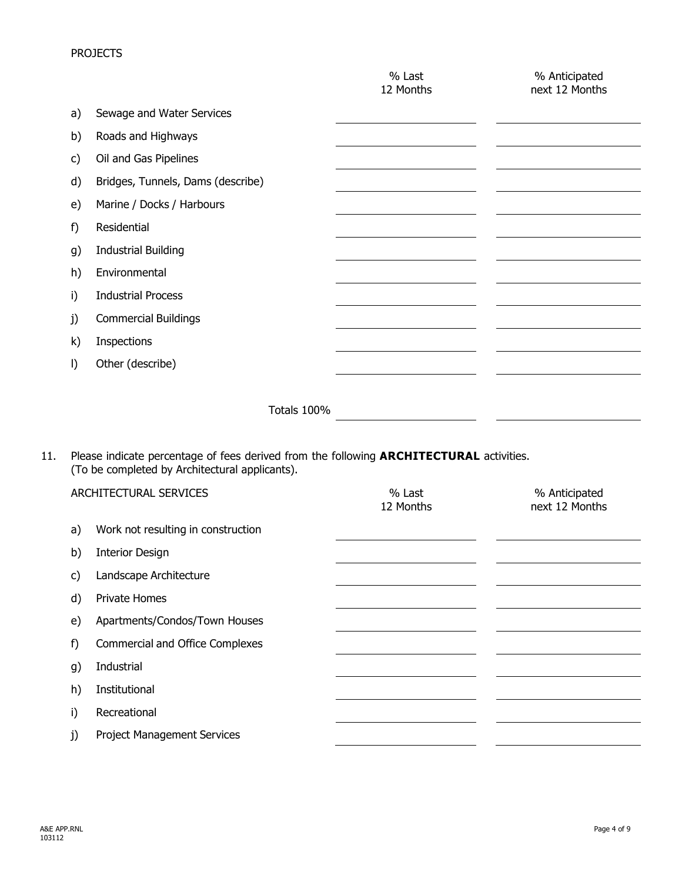| PROJECTS | % Last 12 Months | % Anticipated next 12 Months |
|---|---|---|
| a) Sewage and Water Services | | |
| b) Roads and Highways | | |
| c) Oil and Gas Pipelines | | |
| d) Bridges, Tunnels, Dams (describe) | | |
| e) Marine / Docks / Harbours | | |
| f) Residential | | |
| g) Industrial Building | | |
| h) Environmental | | |
| i) Industrial Process | | |
| j) Commercial Buildings | | |
| k) Inspections | | |
| l) Other (describe) | | |
| Totals 100% | | |

11. Please indicate percentage of fees derived from the following **ARCHITECTURAL** activities. (To be completed by Architectural applicants).

| ARCHITECTURAL SERVICES | % Last 12 Months | % Anticipated next 12 Months |
|---|---|---|
| a) Work not resulting in construction | | |
| b) Interior Design | | |
| c) Landscape Architecture | | |
| d) Private Homes | | |
| e) Apartments/Condos/Town Houses | | |
| f) Commercial and Office Complexes | | |
| g) Industrial | | |
| h) Institutional | | |
| i) Recreational | | |
| j) Project Management Services | | |

A&E APP.RNL
103112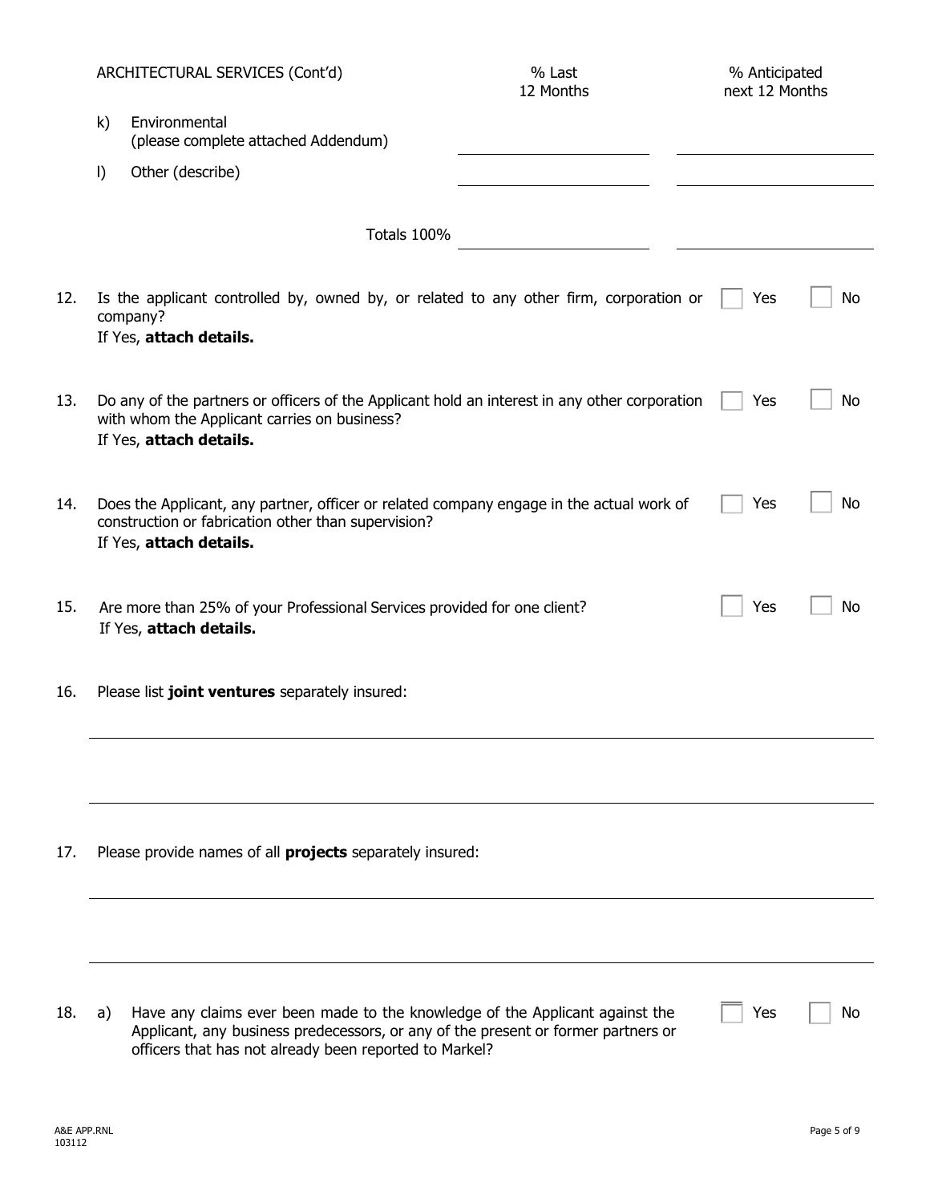| ARCHITECTURAL SERVICES (Cont'd) | % Last 12 Months | % Anticipated next 12 Months |
|---|---|---|
| k) Environmental (please complete attached Addendum) | | |
| l) Other (describe) | | |
| Totals 100% | | |

12. Is the applicant controlled by, owned by, or related to any other firm, corporation or company? ☐ Yes ☐ No
    If Yes, **attach details.**

13. Do any of the partners or officers of the Applicant hold an interest in any other corporation with whom the Applicant carries on business? ☐ Yes ☐ No
    If Yes, **attach details.**

14. Does the Applicant, any partner, officer or related company engage in the actual work of construction or fabrication other than supervision? ☐ Yes ☐ No
    If Yes, **attach details.**

15. Are more than 25% of your Professional Services provided for one client? ☐ Yes ☐ No
    If Yes, **attach details.**

16. Please list **joint ventures** separately insured:

17. Please provide names of all **projects** separately insured:

18. a) Have any claims ever been made to the knowledge of the Applicant against the Applicant, any business predecessors, or any of the present or former partners or officers that has not already been reported to Markel? ☐ Yes ☐ No

A&E APP.RNL
103112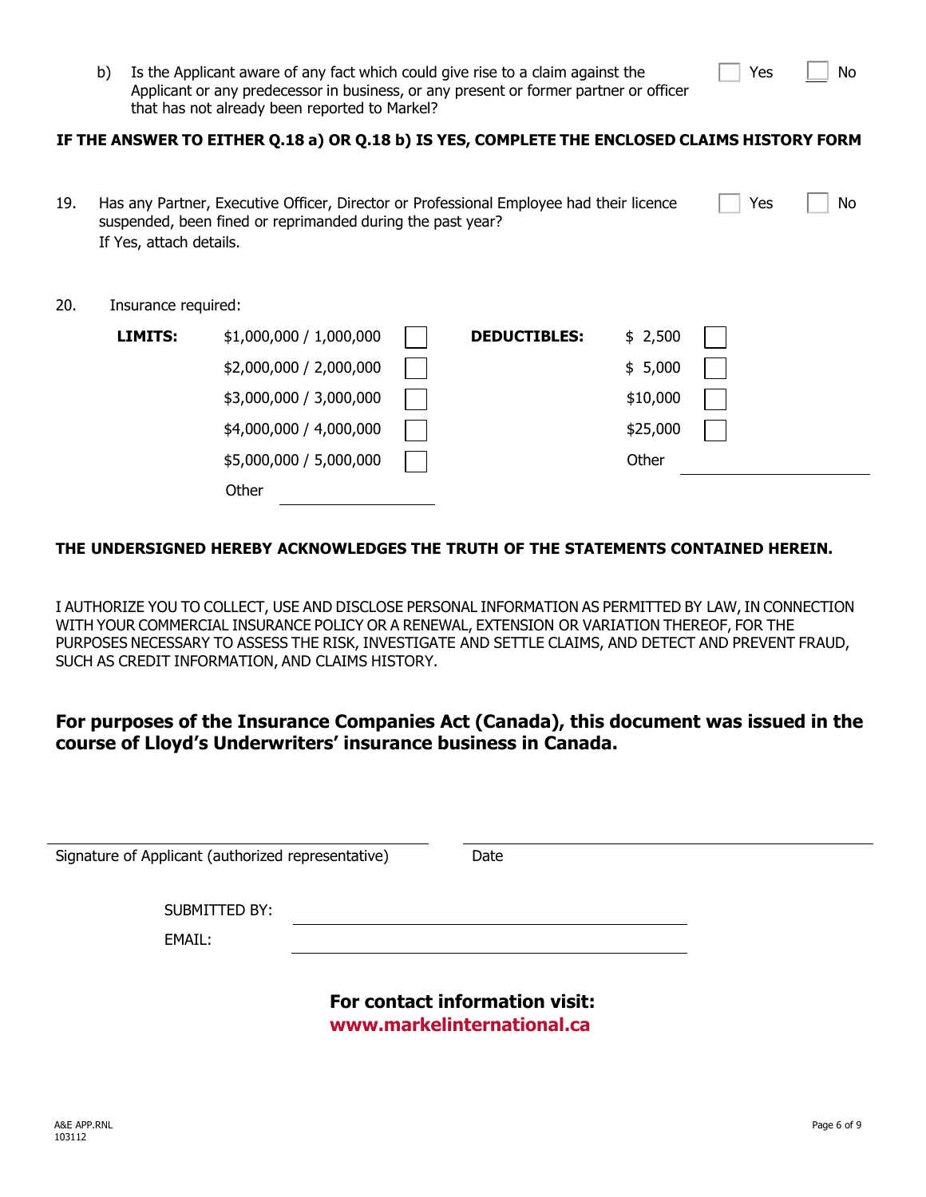b) Is the Applicant aware of any fact which could give rise to a claim against the Applicant or any predecessor in business, or any present or former partner or officer that has not already been reported to Markel? ☐ Yes ☐ No

**IF THE ANSWER TO EITHER Q.18 a) OR Q.18 b) IS YES, COMPLETE THE ENCLOSED CLAIMS HISTORY FORM**

19. Has any Partner, Executive Officer, Director or Professional Employee had their licence suspended, been fined or reprimanded during the past year? ☐ Yes ☐ No
If Yes, attach details.

20. Insurance required:

| **LIMITS:** | | | **DEDUCTIBLES:** | | |
|---|---|---|---|---|---|
| | $1,000,000 / 1,000,000 | ☐ | | $ 2,500 | ☐ |
| | $2,000,000 / 2,000,000 | ☐ | | $ 5,000 | ☐ |
| | $3,000,000 / 3,000,000 | ☐ | | $10,000 | ☐ |
| | $4,000,000 / 4,000,000 | ☐ | | $25,000 | ☐ |
| | $5,000,000 / 5,000,000 | ☐ | | Other | ______________ |
| | Other ______________ | | | | |

**THE UNDERSIGNED HEREBY ACKNOWLEDGES THE TRUTH OF THE STATEMENTS CONTAINED HEREIN.**

I AUTHORIZE YOU TO COLLECT, USE AND DISCLOSE PERSONAL INFORMATION AS PERMITTED BY LAW, IN CONNECTION WITH YOUR COMMERCIAL INSURANCE POLICY OR A RENEWAL, EXTENSION OR VARIATION THEREOF, FOR THE PURPOSES NECESSARY TO ASSESS THE RISK, INVESTIGATE AND SETTLE CLAIMS, AND DETECT AND PREVENT FRAUD, SUCH AS CREDIT INFORMATION, AND CLAIMS HISTORY.

**For purposes of the Insurance Companies Act (Canada), this document was issued in the course of Lloyd's Underwriters' insurance business in Canada.**

______________________________ ______________________________
Signature of Applicant (authorized representative) Date

SUBMITTED BY: ______________________________

EMAIL: ______________________________

**For contact information visit:**
**www.markelinternational.ca**

A&E APP.RNL
103112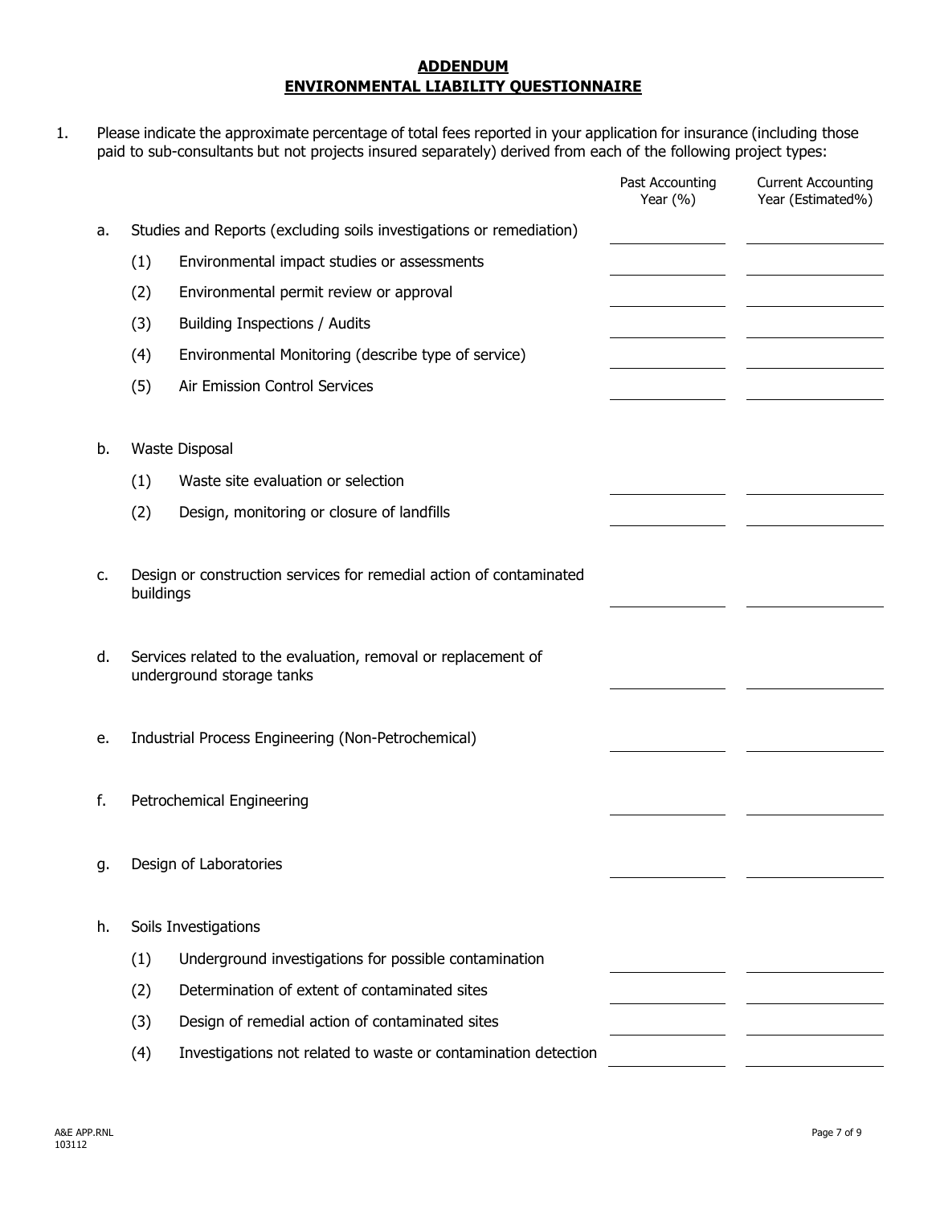# ADDENDUM

# ENVIRONMENTAL LIABILITY QUESTIONNAIRE

1. Please indicate the approximate percentage of total fees reported in your application for insurance (including those paid to sub-consultants but not projects insured separately) derived from each of the following project types:

| | | Past Accounting Year (%) | Current Accounting Year (Estimated%) |
|---|---|---|---|
| a. | Studies and Reports (excluding soils investigations or remediation) | ______ | ______ |
| | (1) Environmental impact studies or assessments | ______ | ______ |
| | (2) Environmental permit review or approval | ______ | ______ |
| | (3) Building Inspections / Audits | ______ | ______ |
| | (4) Environmental Monitoring (describe type of service) | ______ | ______ |
| | (5) Air Emission Control Services | ______ | ______ |
| b. | Waste Disposal | | |
| | (1) Waste site evaluation or selection | ______ | ______ |
| | (2) Design, monitoring or closure of landfills | ______ | ______ |
| c. | Design or construction services for remedial action of contaminated buildings | ______ | ______ |
| d. | Services related to the evaluation, removal or replacement of underground storage tanks | ______ | ______ |
| e. | Industrial Process Engineering (Non-Petrochemical) | ______ | ______ |
| f. | Petrochemical Engineering | ______ | ______ |
| g. | Design of Laboratories | ______ | ______ |
| h. | Soils Investigations | | |
| | (1) Underground investigations for possible contamination | ______ | ______ |
| | (2) Determination of extent of contaminated sites | ______ | ______ |
| | (3) Design of remedial action of contaminated sites | ______ | ______ |
| | (4) Investigations not related to waste or contamination detection | ______ | ______ |

A&E APP.RNL
103112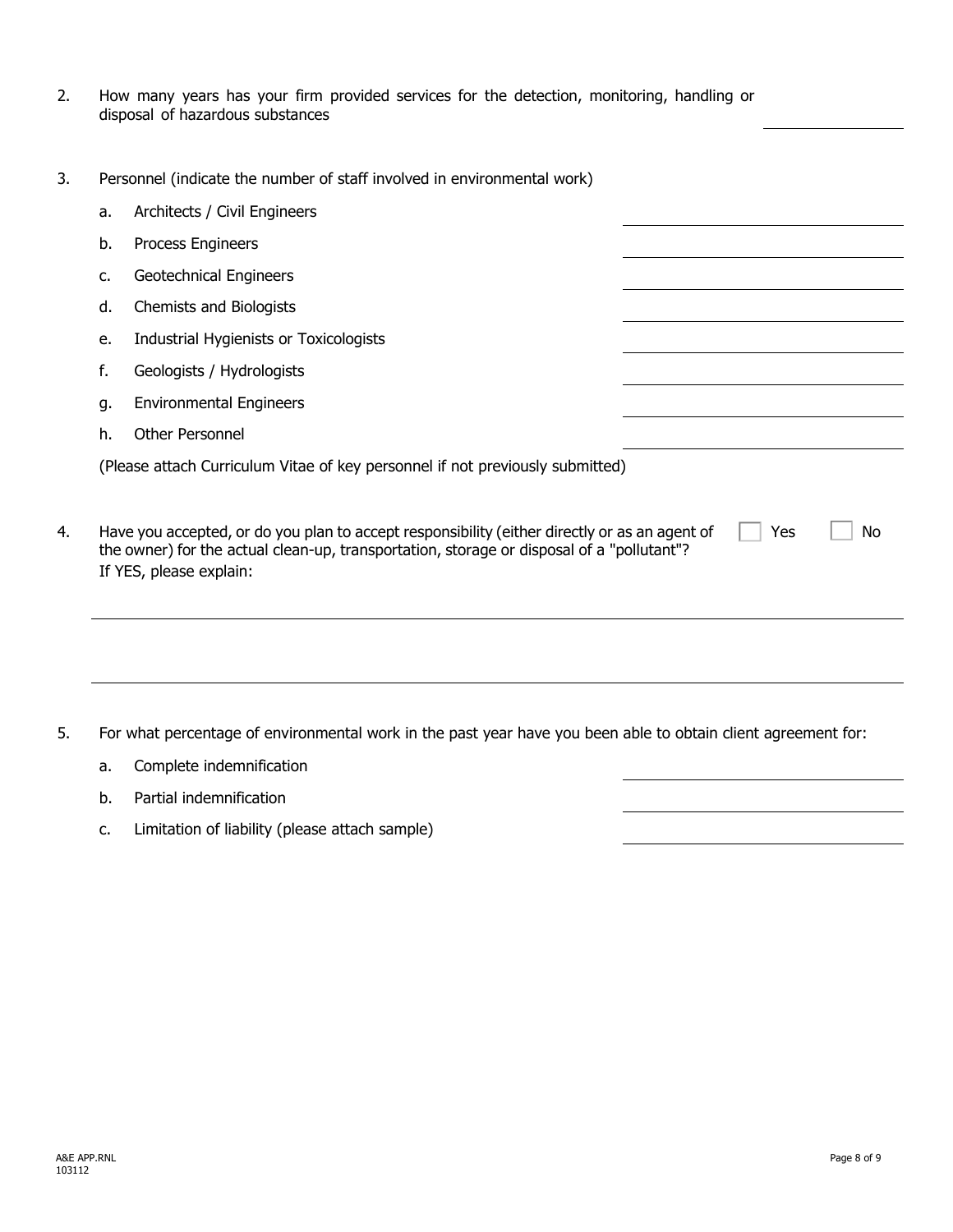2. How many years has your firm provided services for the detection, monitoring, handling or disposal of hazardous substances \_\_\_\_\_\_\_\_\_\_

3. Personnel (indicate the number of staff involved in environmental work)

   a. Architects / Civil Engineers \_\_\_\_\_\_\_\_\_\_

   b. Process Engineers \_\_\_\_\_\_\_\_\_\_

   c. Geotechnical Engineers \_\_\_\_\_\_\_\_\_\_

   d. Chemists and Biologists \_\_\_\_\_\_\_\_\_\_

   e. Industrial Hygienists or Toxicologists \_\_\_\_\_\_\_\_\_\_

   f. Geologists / Hydrologists \_\_\_\_\_\_\_\_\_\_

   g. Environmental Engineers \_\_\_\_\_\_\_\_\_\_

   h. Other Personnel \_\_\_\_\_\_\_\_\_\_

   (Please attach Curriculum Vitae of key personnel if not previously submitted)

4. Have you accepted, or do you plan to accept responsibility (either directly or as an agent of the owner) for the actual clean-up, transportation, storage or disposal of a "pollutant"? ☐ Yes ☐ No
   If YES, please explain:

   \_\_\_\_\_\_\_\_\_\_\_\_\_\_\_\_\_\_\_\_\_\_\_\_\_\_\_\_\_\_\_\_\_\_\_\_\_\_\_\_

   \_\_\_\_\_\_\_\_\_\_\_\_\_\_\_\_\_\_\_\_\_\_\_\_\_\_\_\_\_\_\_\_\_\_\_\_\_\_\_\_

5. For what percentage of environmental work in the past year have you been able to obtain client agreement for:

   a. Complete indemnification \_\_\_\_\_\_\_\_\_\_

   b. Partial indemnification \_\_\_\_\_\_\_\_\_\_

   c. Limitation of liability (please attach sample) \_\_\_\_\_\_\_\_\_\_

A&E APP.RNL
103112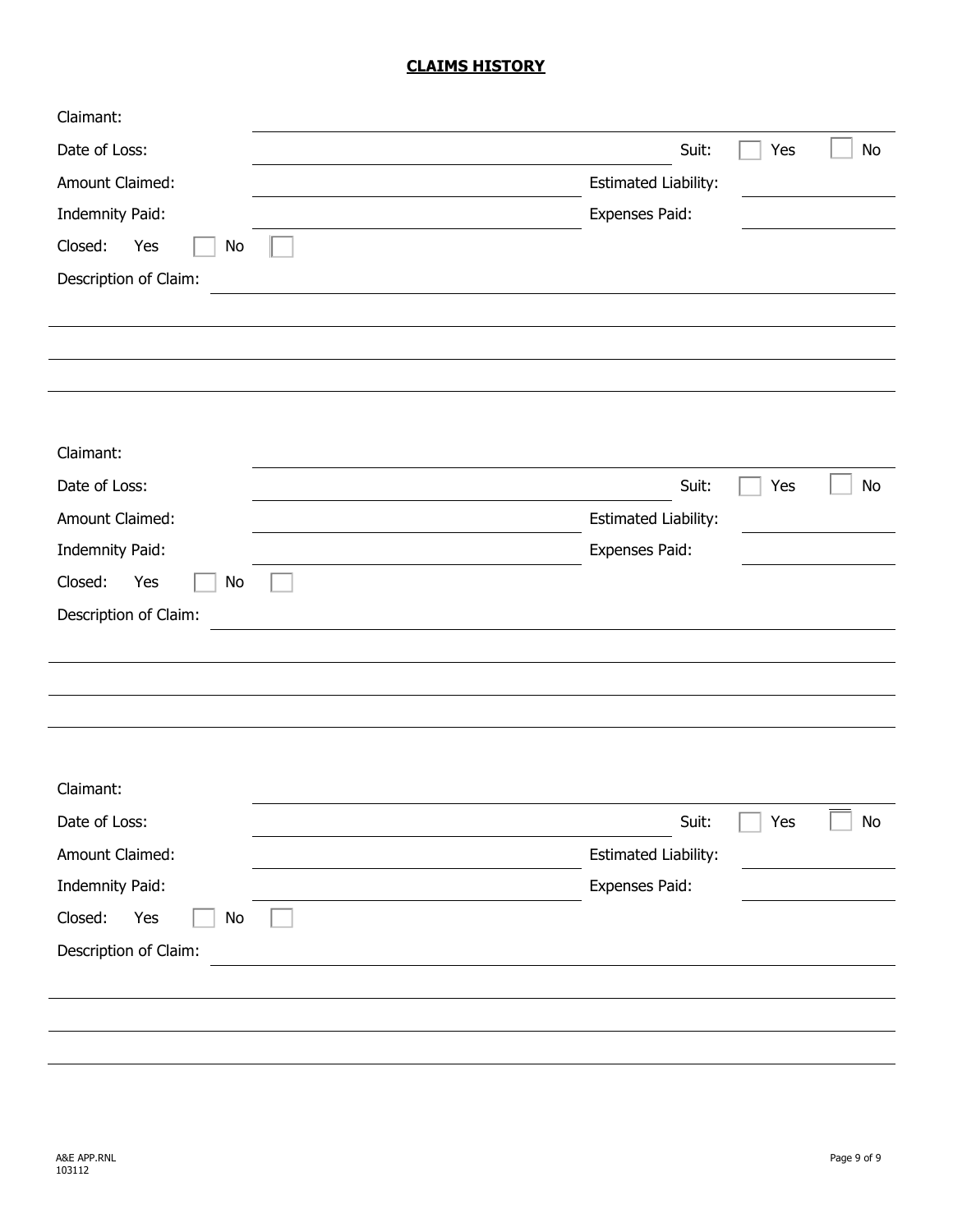## **CLAIMS HISTORY**

Claimant: ______________________________

Date of Loss: ______________________________ Suit: ☐ Yes ☐ No

Amount Claimed: ______________________________ Estimated Liability: ______________

Indemnity Paid: ______________________________ Expenses Paid: ______________

Closed: Yes ☐ No ☐

Description of Claim: ______________________________

______________________________

______________________________

______________________________

Claimant: ______________________________

Date of Loss: ______________________________ Suit: ☐ Yes ☐ No

Amount Claimed: ______________________________ Estimated Liability: ______________

Indemnity Paid: ______________________________ Expenses Paid: ______________

Closed: Yes ☐ No ☐

Description of Claim: ______________________________

______________________________

______________________________

______________________________

Claimant: ______________________________

Date of Loss: ______________________________ Suit: ☐ Yes ☐ No

Amount Claimed: ______________________________ Estimated Liability: ______________

Indemnity Paid: ______________________________ Expenses Paid: ______________

Closed: Yes ☐ No ☐

Description of Claim: ______________________________

______________________________

______________________________

______________________________

A&E APP.RNL
103112